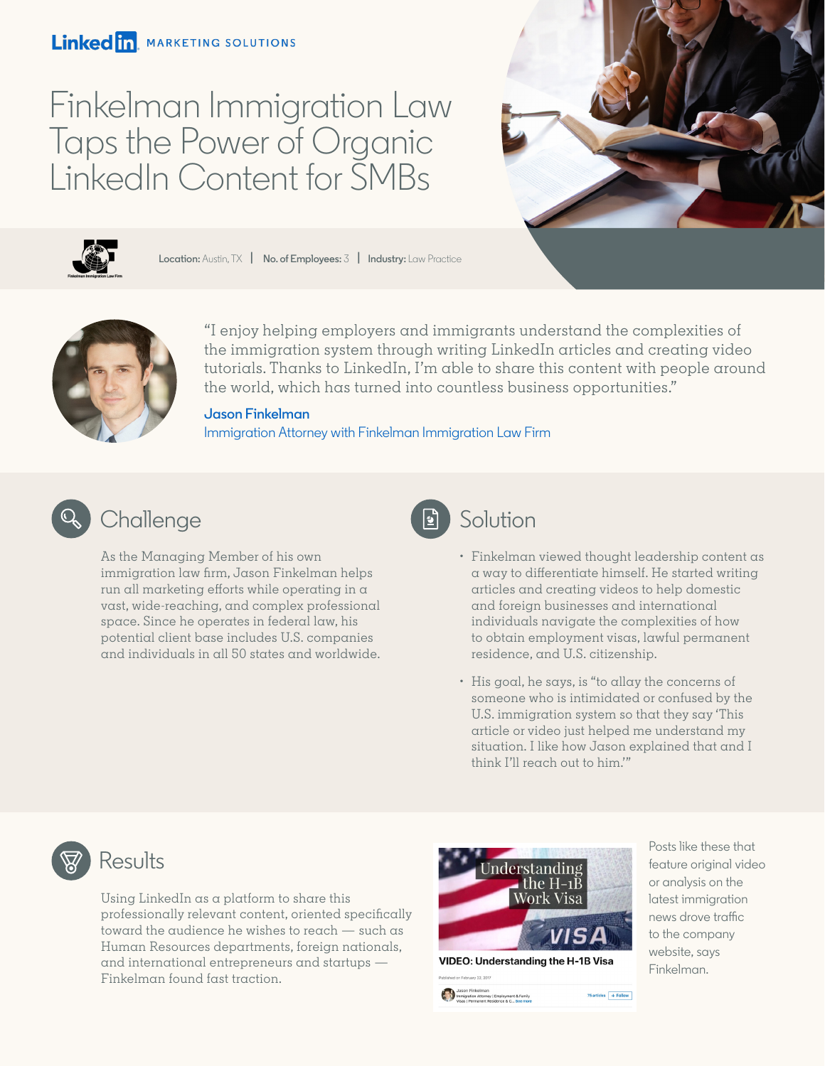LinkedIn MARKETING SOLUTIONS

# Finkelman Immigration Law Taps the Power of Organic LinkedIn Content for SMBs

**Location:** Austin, TX | **No. of Employees:** 3 | **Industry:** Law Practice

"I enjoy helping employers and immigrants understand the complexities of the immigration system through writing LinkedIn articles and creating video tutorials. Thanks to LinkedIn, I'm able to share this content with people around the world, which has turned into countless business opportunities."

**Jason Finkelman**
Immigration Attorney with Finkelman Immigration Law Firm

## Challenge

As the Managing Member of his own immigration law firm, Jason Finkelman helps run all marketing efforts while operating in a vast, wide-reaching, and complex professional space. Since he operates in federal law, his potential client base includes U.S. companies and individuals in all 50 states and worldwide.

## Solution

- Finkelman viewed thought leadership content as a way to differentiate himself. He started writing articles and creating videos to help domestic and foreign businesses and international individuals navigate the complexities of how to obtain employment visas, lawful permanent residence, and U.S. citizenship.
- His goal, he says, is "to allay the concerns of someone who is intimidated or confused by the U.S. immigration system so that they say 'This article or video just helped me understand my situation. I like how Jason explained that and I think I'll reach out to him.'"

## Results

Using LinkedIn as a platform to share this professionally relevant content, oriented specifically toward the audience he wishes to reach — such as Human Resources departments, foreign nationals, and international entrepreneurs and startups — Finkelman found fast traction.

VIDEO: Understanding the H-1B Visa

Posts like these that feature original video or analysis on the latest immigration news drove traffic to the company website, says Finkelman.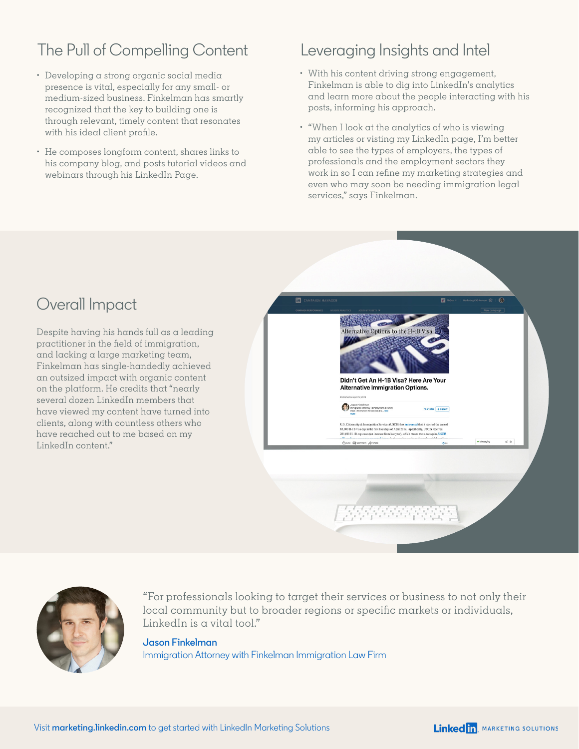## The Pull of Compelling Content

- Developing a strong organic social media presence is vital, especially for any small- or medium-sized business. Finkelman has smartly recognized that the key to building one is through relevant, timely content that resonates with his ideal client profile.
- He composes longform content, shares links to his company blog, and posts tutorial videos and webinars through his LinkedIn Page.

## Leveraging Insights and Intel

- With his content driving strong engagement, Finkelman is able to dig into LinkedIn's analytics and learn more about the people interacting with his posts, informing his approach.
- "When I look at the analytics of who is viewing my articles or visting my LinkedIn page, I'm better able to see the types of employers, the types of professionals and the employment sectors they work in so I can refine my marketing strategies and even who may soon be needing immigration legal services," says Finkelman.

## Overall Impact

Despite having his hands full as a leading practitioner in the field of immigration, and lacking a large marketing team, Finkelman has single-handedly achieved an outsized impact with organic content on the platform. He credits that "nearly several dozen LinkedIn members that have viewed my content have turned into clients, along with countless others who have reached out to me based on my LinkedIn content."

"For professionals looking to target their services or business to not only their local community but to broader regions or specific markets or individuals, LinkedIn is a vital tool."

**Jason Finkelman**
Immigration Attorney with Finkelman Immigration Law Firm

Visit **marketing.linkedin.com** to get started with LinkedIn Marketing Solutions

LinkedIn MARKETING SOLUTIONS